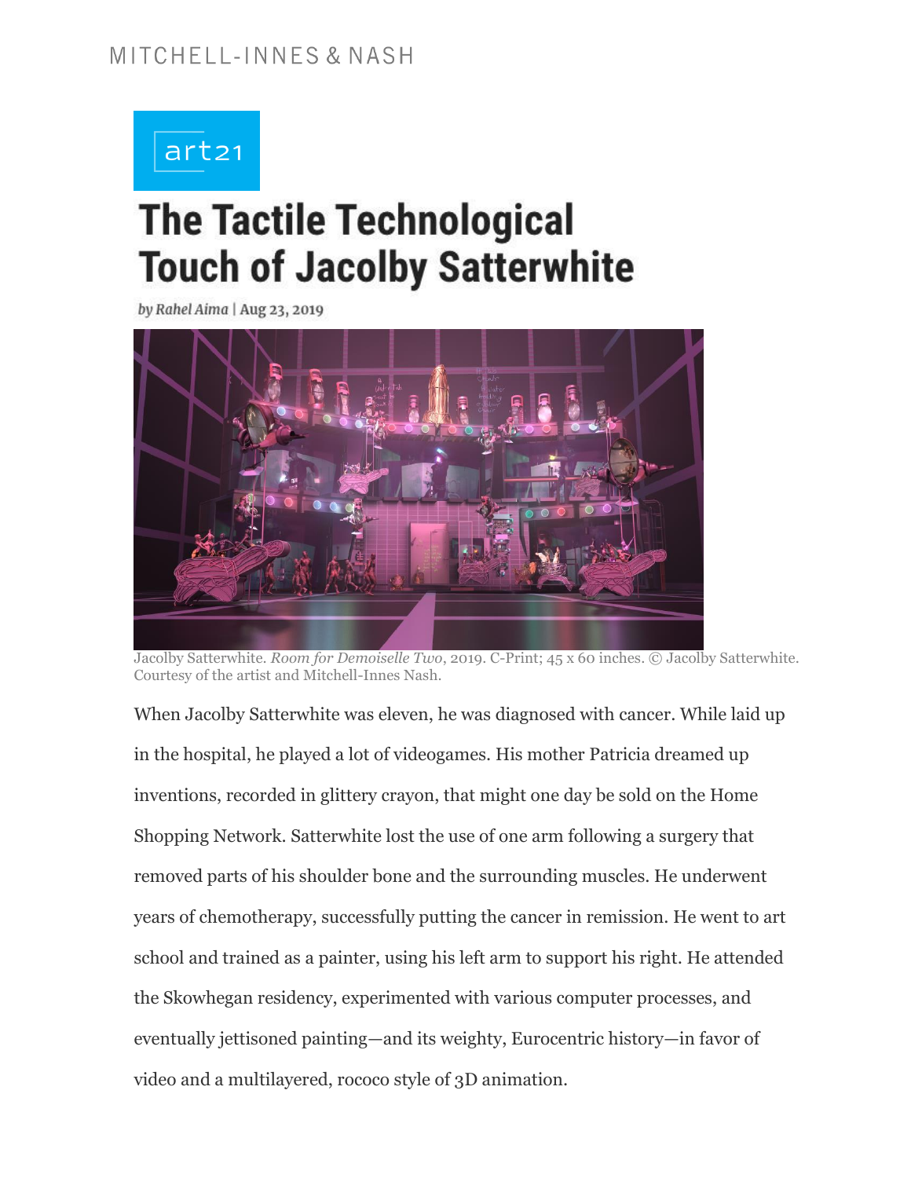MITCHELL-INNES & NASH

art21

# The Tactile Technological Touch of Jacolby Satterwhite

*by Rahel Aima* | Aug 23, 2019

Jacolby Satterwhite. *Room for Demoiselle Two*, 2019. C-Print; 45 x 60 inches. © Jacolby Satterwhite. Courtesy of the artist and Mitchell-Innes Nash.

When Jacolby Satterwhite was eleven, he was diagnosed with cancer. While laid up in the hospital, he played a lot of videogames. His mother Patricia dreamed up inventions, recorded in glittery crayon, that might one day be sold on the Home Shopping Network. Satterwhite lost the use of one arm following a surgery that removed parts of his shoulder bone and the surrounding muscles. He underwent years of chemotherapy, successfully putting the cancer in remission. He went to art school and trained as a painter, using his left arm to support his right. He attended the Skowhegan residency, experimented with various computer processes, and eventually jettisoned painting—and its weighty, Eurocentric history—in favor of video and a multilayered, rococo style of 3D animation.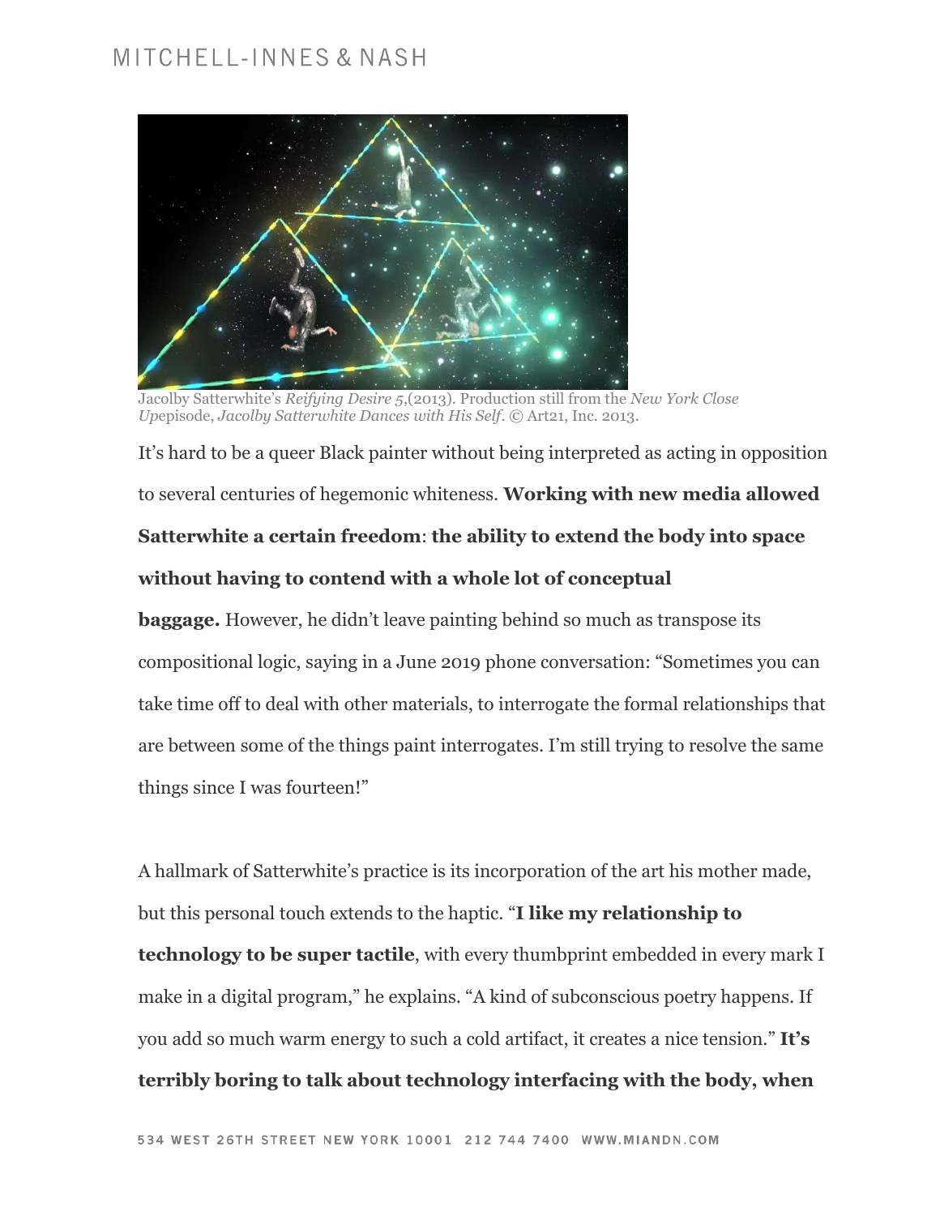Jacolby Satterwhite's *Reifying Desire 5*,(2013). Production still from the *New York Close Up*episode, *Jacolby Satterwhite Dances with His Self*. © Art21, Inc. 2013.

It's hard to be a queer Black painter without being interpreted as acting in opposition to several centuries of hegemonic whiteness. **Working with new media allowed Satterwhite a certain freedom**: **the ability to extend the body into space without having to contend with a whole lot of conceptual baggage.** However, he didn't leave painting behind so much as transpose its compositional logic, saying in a June 2019 phone conversation: "Sometimes you can take time off to deal with other materials, to interrogate the formal relationships that are between some of the things paint interrogates. I'm still trying to resolve the same things since I was fourteen!"

A hallmark of Satterwhite's practice is its incorporation of the art his mother made, but this personal touch extends to the haptic. "**I like my relationship to technology to be super tactile**, with every thumbprint embedded in every mark I make in a digital program," he explains. "A kind of subconscious poetry happens. If you add so much warm energy to such a cold artifact, it creates a nice tension." **It's terribly boring to talk about technology interfacing with the body, when**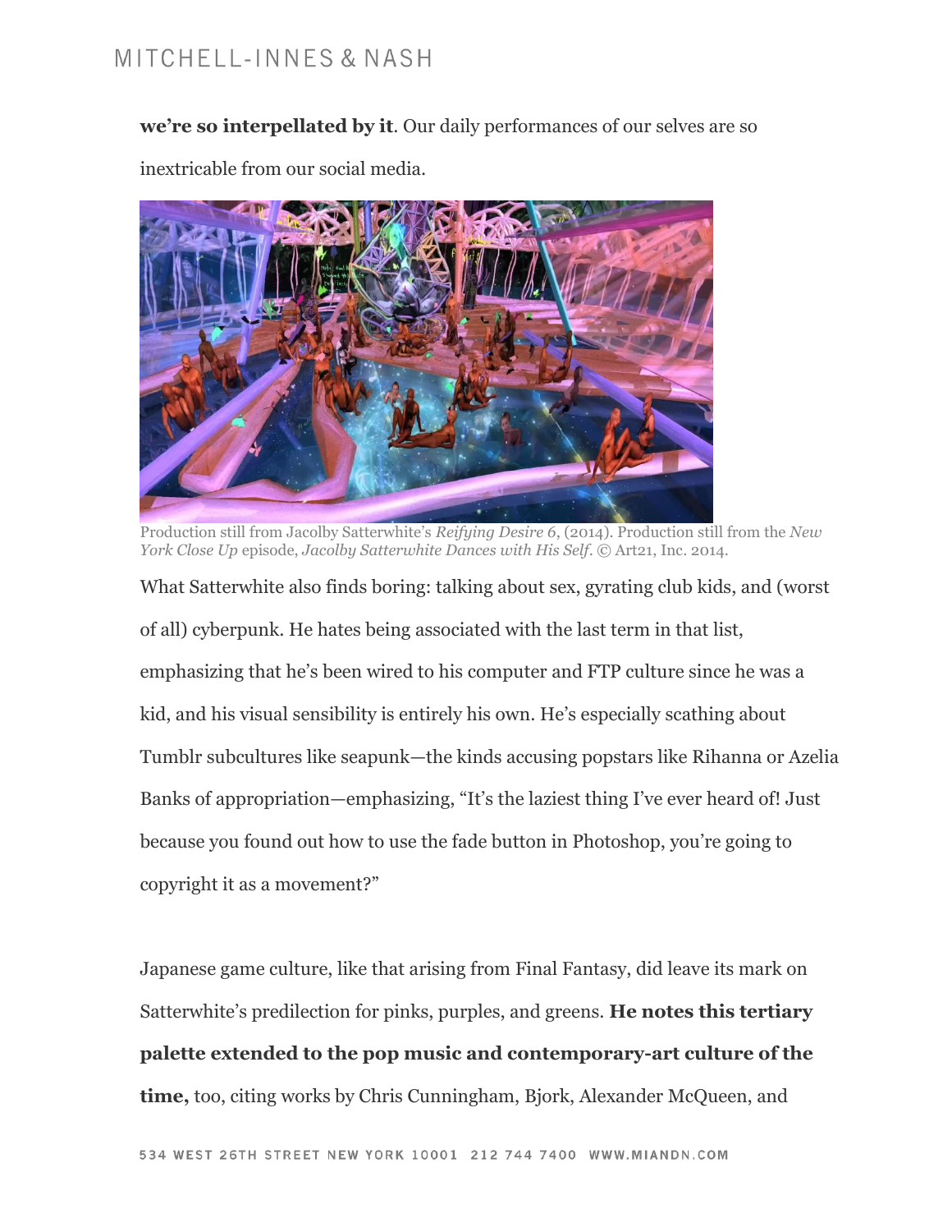**we're so interpellated by it**. Our daily performances of our selves are so inextricable from our social media.

Production still from Jacolby Satterwhite's *Reifying Desire 6*, (2014). Production still from the *New York Close Up* episode, *Jacolby Satterwhite Dances with His Self*. © Art21, Inc. 2014.

What Satterwhite also finds boring: talking about sex, gyrating club kids, and (worst of all) cyberpunk. He hates being associated with the last term in that list, emphasizing that he's been wired to his computer and FTP culture since he was a kid, and his visual sensibility is entirely his own. He's especially scathing about Tumblr subcultures like seapunk—the kinds accusing popstars like Rihanna or Azelia Banks of appropriation—emphasizing, "It's the laziest thing I've ever heard of! Just because you found out how to use the fade button in Photoshop, you're going to copyright it as a movement?"

Japanese game culture, like that arising from Final Fantasy, did leave its mark on Satterwhite's predilection for pinks, purples, and greens. **He notes this tertiary palette extended to the pop music and contemporary-art culture of the time,** too, citing works by Chris Cunningham, Bjork, Alexander McQueen, and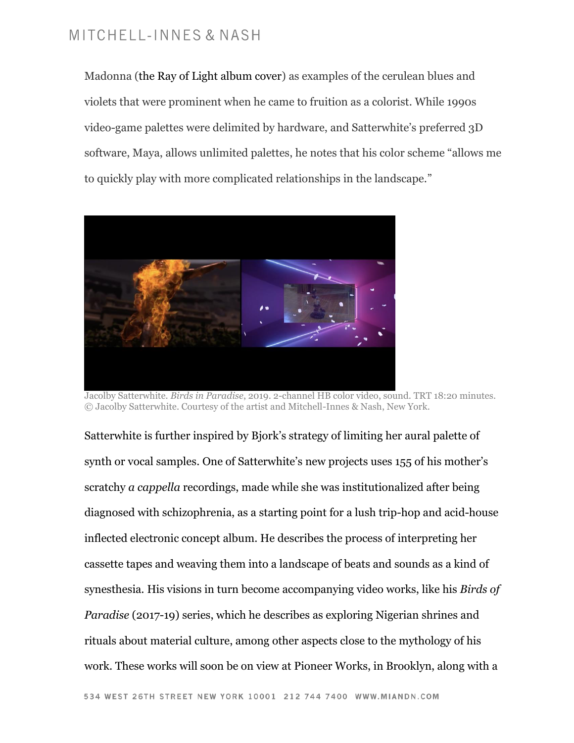Madonna (the Ray of Light album cover) as examples of the cerulean blues and violets that were prominent when he came to fruition as a colorist. While 1990s video-game palettes were delimited by hardware, and Satterwhite's preferred 3D software, Maya, allows unlimited palettes, he notes that his color scheme "allows me to quickly play with more complicated relationships in the landscape."

Jacolby Satterwhite. *Birds in Paradise*, 2019. 2-channel HB color video, sound. TRT 18:20 minutes. © Jacolby Satterwhite. Courtesy of the artist and Mitchell-Innes & Nash, New York.

Satterwhite is further inspired by Bjork's strategy of limiting her aural palette of synth or vocal samples. One of Satterwhite's new projects uses 155 of his mother's scratchy *a cappella* recordings, made while she was institutionalized after being diagnosed with schizophrenia, as a starting point for a lush trip-hop and acid-house inflected electronic concept album. He describes the process of interpreting her cassette tapes and weaving them into a landscape of beats and sounds as a kind of synesthesia. His visions in turn become accompanying video works, like his *Birds of Paradise* (2017-19) series, which he describes as exploring Nigerian shrines and rituals about material culture, among other aspects close to the mythology of his work. These works will soon be on view at Pioneer Works, in Brooklyn, along with a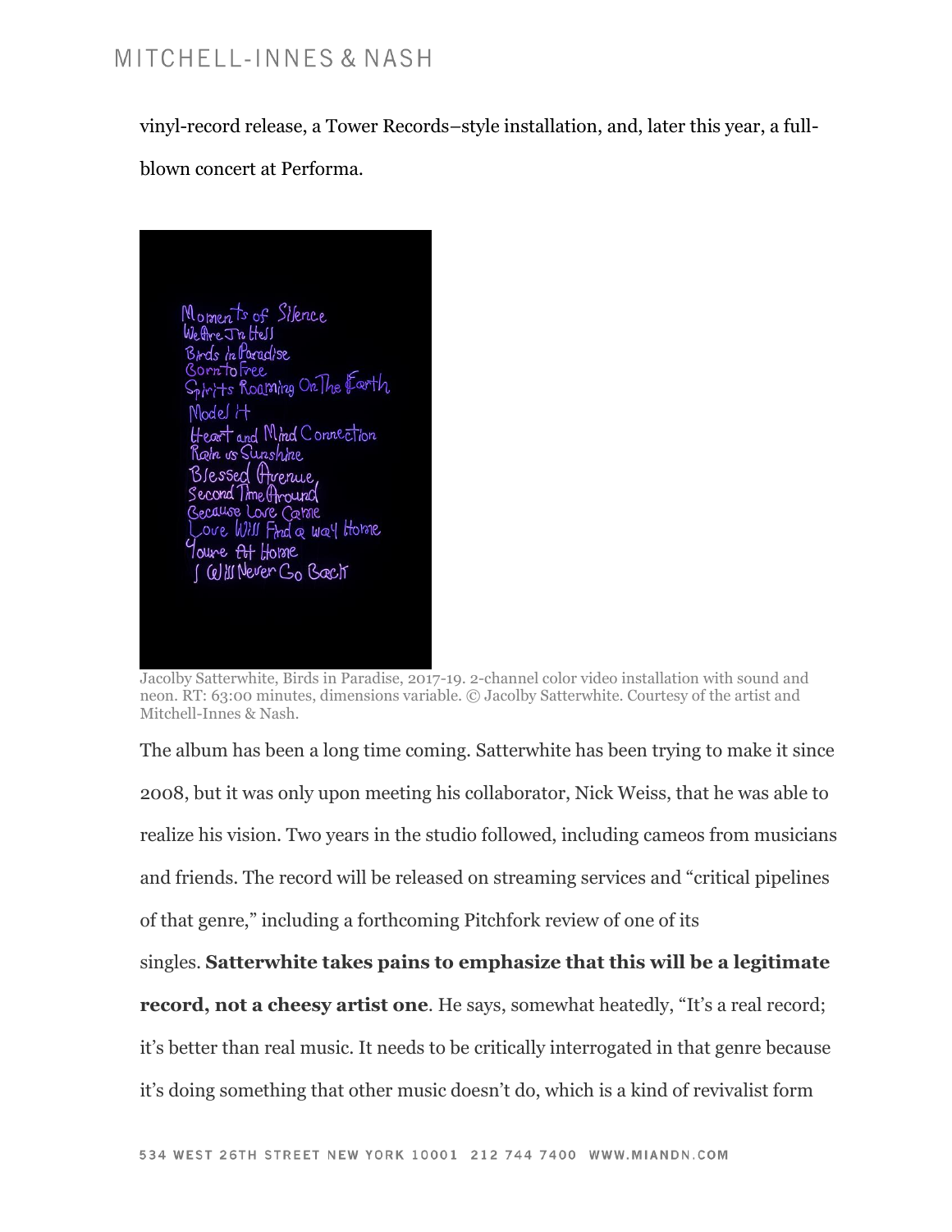vinyl-record release, a Tower Records–style installation, and, later this year, a full-blown concert at Performa.

Jacolby Satterwhite, Birds in Paradise, 2017-19. 2-channel color video installation with sound and neon. RT: 63:00 minutes, dimensions variable. © Jacolby Satterwhite. Courtesy of the artist and Mitchell-Innes & Nash.

The album has been a long time coming. Satterwhite has been trying to make it since 2008, but it was only upon meeting his collaborator, Nick Weiss, that he was able to realize his vision. Two years in the studio followed, including cameos from musicians and friends. The record will be released on streaming services and "critical pipelines of that genre," including a forthcoming Pitchfork review of one of its singles. **Satterwhite takes pains to emphasize that this will be a legitimate record, not a cheesy artist one**. He says, somewhat heatedly, "It's a real record; it's better than real music. It needs to be critically interrogated in that genre because it's doing something that other music doesn't do, which is a kind of revivalist form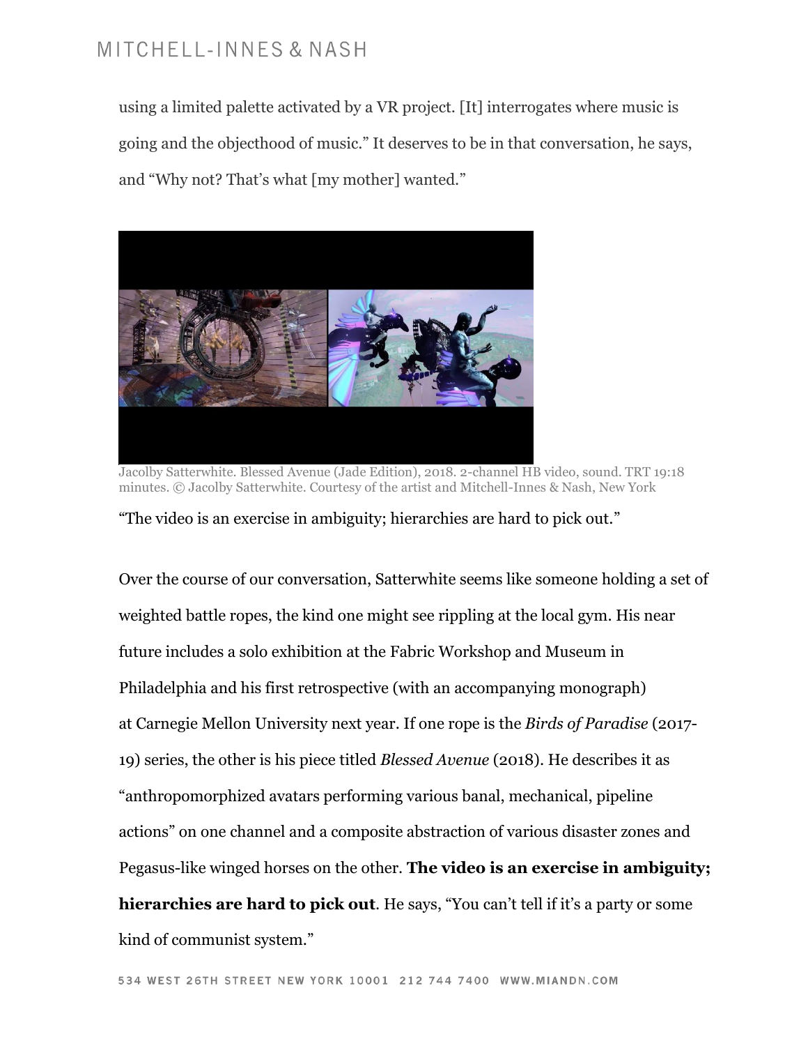using a limited palette activated by a VR project. [It] interrogates where music is going and the objecthood of music." It deserves to be in that conversation, he says, and "Why not? That's what [my mother] wanted."

Jacolby Satterwhite. Blessed Avenue (Jade Edition), 2018. 2-channel HB video, sound. TRT 19:18 minutes. © Jacolby Satterwhite. Courtesy of the artist and Mitchell-Innes & Nash, New York

"The video is an exercise in ambiguity; hierarchies are hard to pick out."

Over the course of our conversation, Satterwhite seems like someone holding a set of weighted battle ropes, the kind one might see rippling at the local gym. His near future includes a solo exhibition at the Fabric Workshop and Museum in Philadelphia and his first retrospective (with an accompanying monograph) at Carnegie Mellon University next year. If one rope is the *Birds of Paradise* (2017-19) series, the other is his piece titled *Blessed Avenue* (2018). He describes it as "anthropomorphized avatars performing various banal, mechanical, pipeline actions" on one channel and a composite abstraction of various disaster zones and Pegasus-like winged horses on the other. **The video is an exercise in ambiguity; hierarchies are hard to pick out**. He says, "You can't tell if it's a party or some kind of communist system."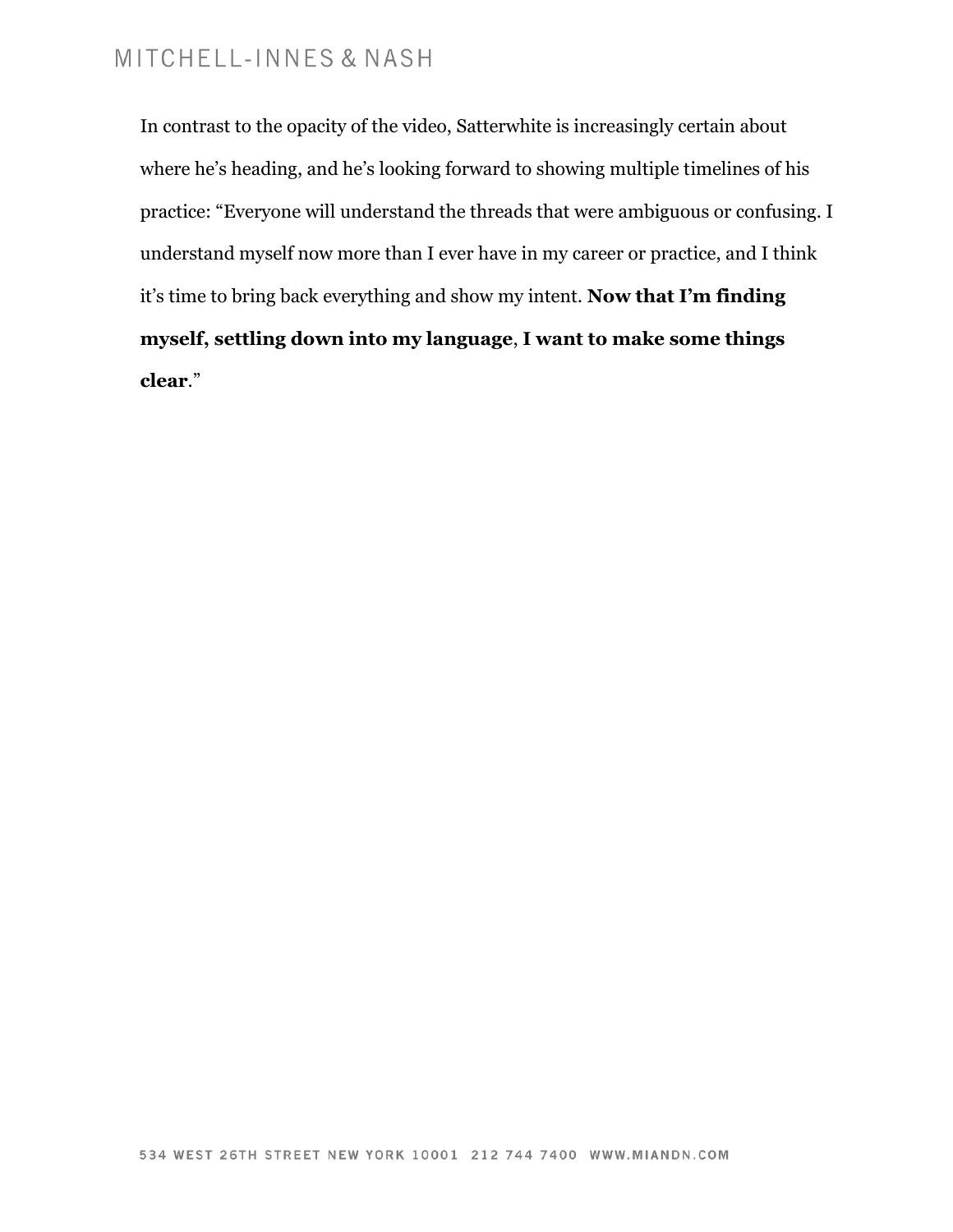In contrast to the opacity of the video, Satterwhite is increasingly certain about where he's heading, and he's looking forward to showing multiple timelines of his practice: "Everyone will understand the threads that were ambiguous or confusing. I understand myself now more than I ever have in my career or practice, and I think it's time to bring back everything and show my intent. **Now that I'm finding myself, settling down into my language**, **I want to make some things clear**."